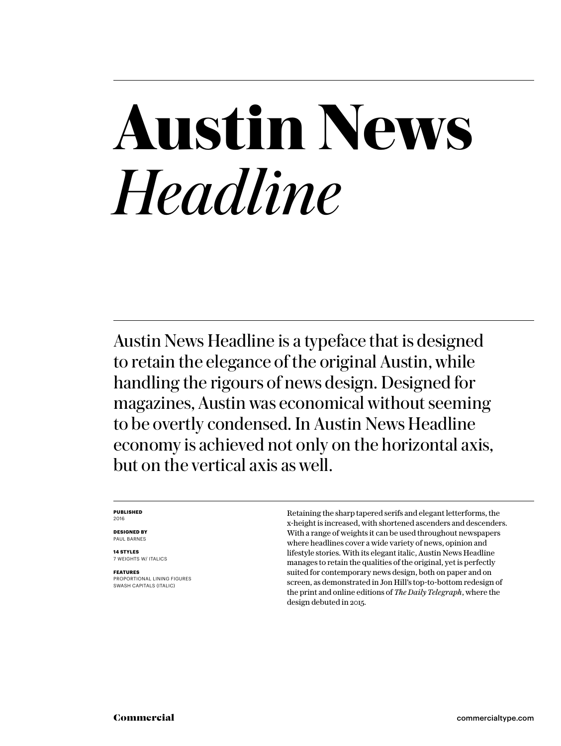# **Austin News** *Headline*

Austin News Headline is a typeface that is designed to retain the elegance of the original Austin, while handling the rigours of news design. Designed for magazines, Austin was economical without seeming to be overtly condensed. In Austin News Headline economy is achieved not only on the horizontal axis, but on the vertical axis as well.

**PUBLISHED**
2016

**DESIGNED BY**
PAUL BARNES

**14 STYLES**
7 WEIGHTS W/ ITALICS

**FEATURES**
PROPORTIONAL LINING FIGURES
SWASH CAPITALS (ITALIC)

Retaining the sharp tapered serifs and elegant letterforms, the x-height is increased, with shortened ascenders and descenders. With a range of weights it can be used throughout newspapers where headlines cover a wide variety of news, opinion and lifestyle stories. With its elegant italic, Austin News Headline manages to retain the qualities of the original, yet is perfectly suited for contemporary news design, both on paper and on screen, as demonstrated in Jon Hill's top-to-bottom redesign of the print and online editions of *The Daily Telegraph*, where the design debuted in 2015.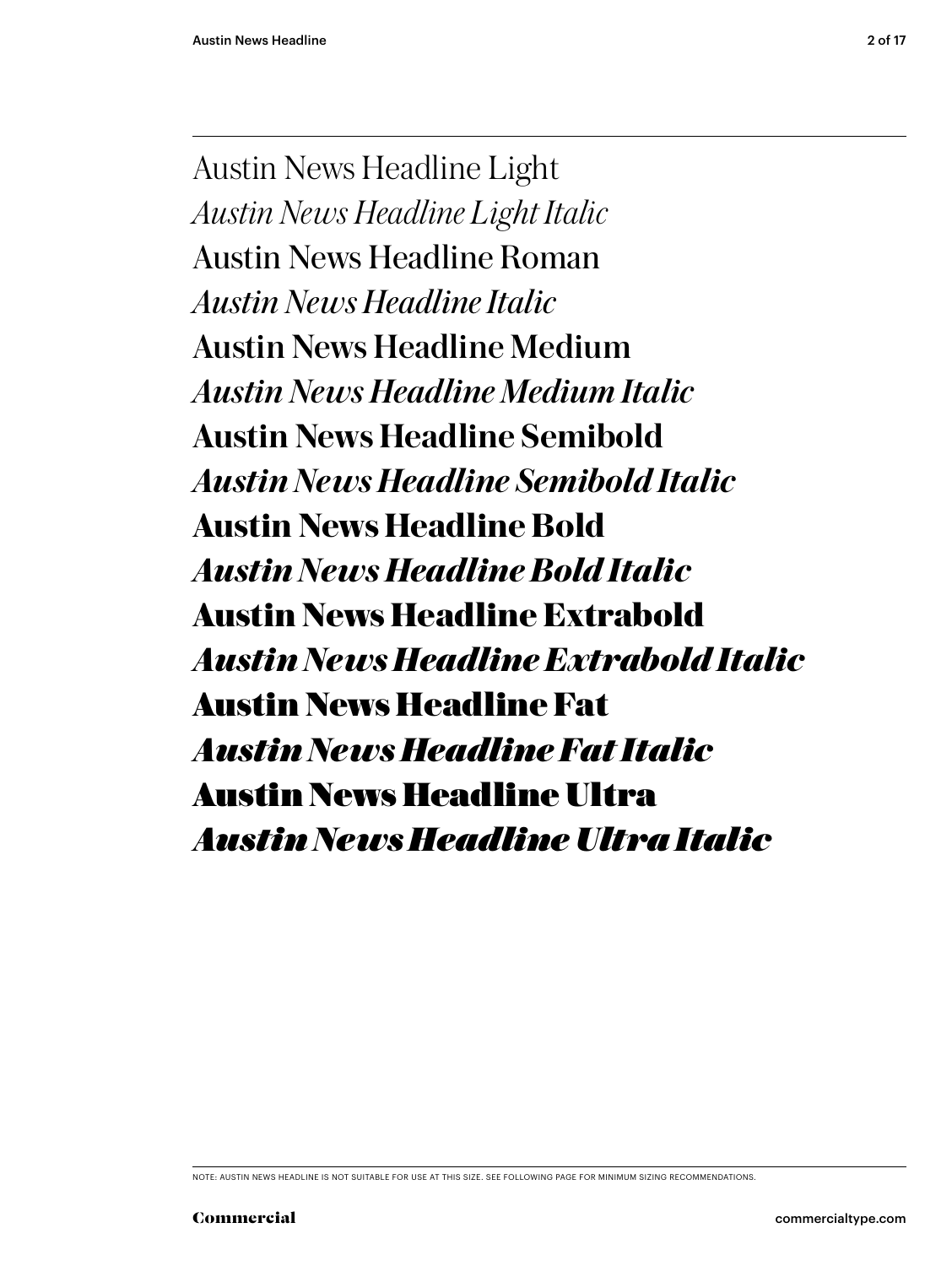Austin News Headline Light

*Austin News Headline Light Italic*

Austin News Headline Roman

*Austin News Headline Italic*

**Austin News Headline Medium**

***Austin News Headline Medium Italic***

**Austin News Headline Semibold**

***Austin News Headline Semibold Italic***

**Austin News Headline Bold**

***Austin News Headline Bold Italic***

**Austin News Headline Extrabold**

***Austin News Headline Extrabold Italic***

**Austin News Headline Fat**

***Austin News Headline Fat Italic***

**Austin News Headline Ultra**

***Austin News Headline Ultra Italic***

NOTE: AUSTIN NEWS HEADLINE IS NOT SUITABLE FOR USE AT THIS SIZE. SEE FOLLOWING PAGE FOR MINIMUM SIZING RECOMMENDATIONS.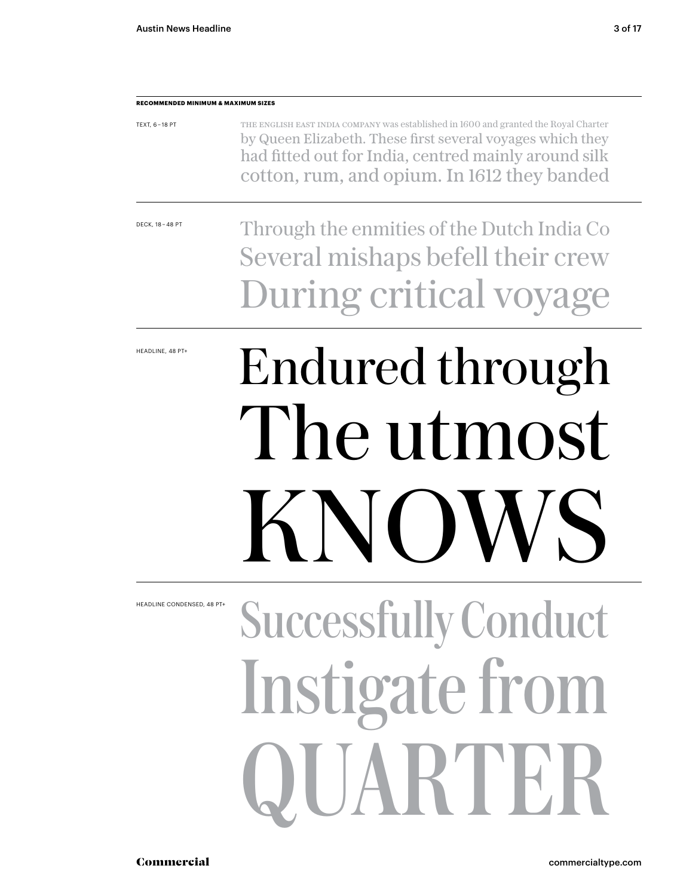**RECOMMENDED MINIMUM & MAXIMUM SIZES**

TEXT, 6–18 PT

THE ENGLISH EAST INDIA COMPANY was established in 1600 and granted the Royal Charter by Queen Elizabeth. These first several voyages which they had fitted out for India, centred mainly around silk cotton, rum, and opium. In 1612 they banded

DECK, 18–48 PT

Through the enmities of the Dutch India Co
Several mishaps befell their crew
During critical voyage

HEADLINE, 48 PT+

Endured through
The utmost
KNOWS

HEADLINE CONDENSED, 48 PT+

Successfully Conduct
Instigate from
QUARTER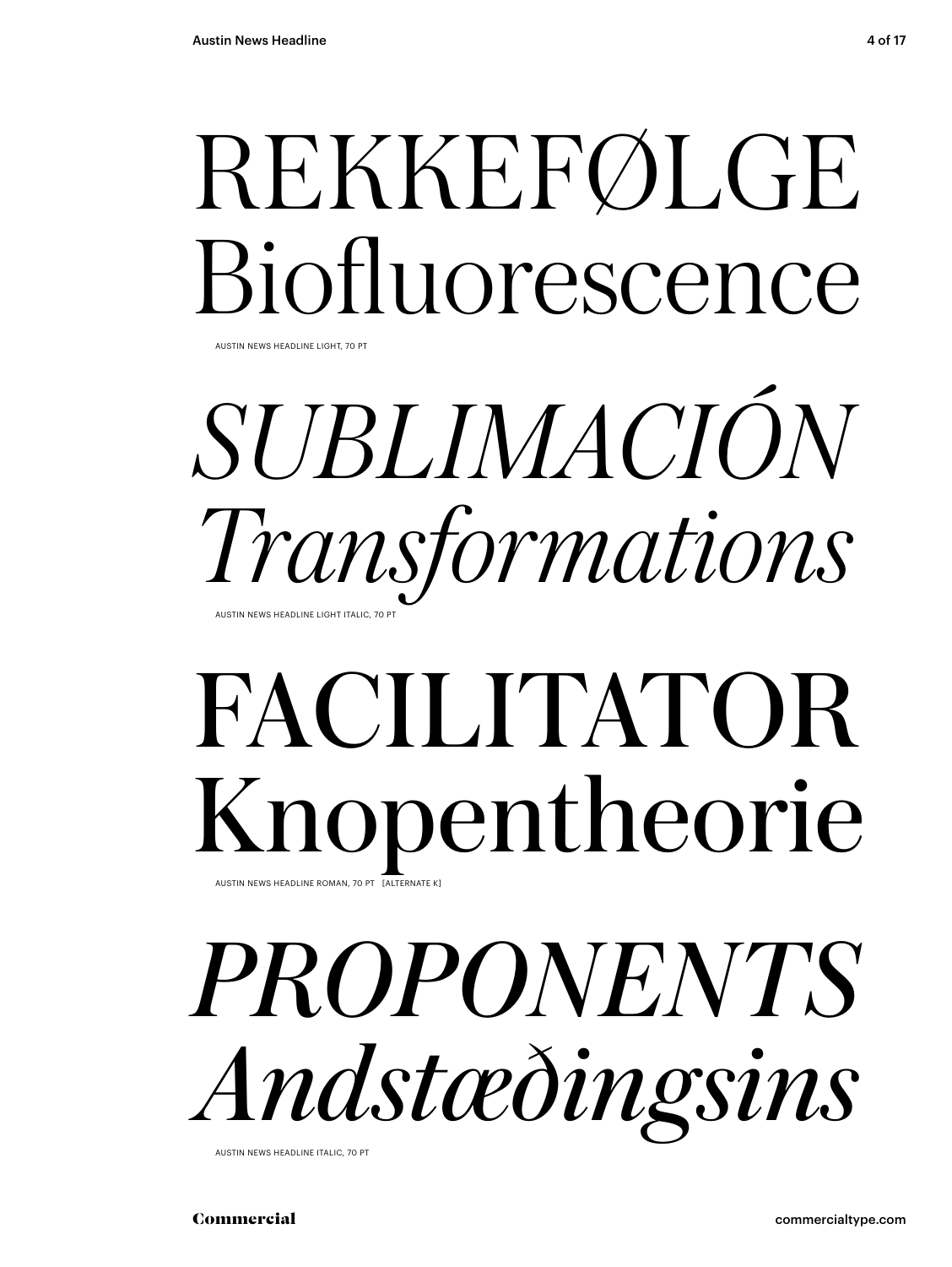REKKEFØLGE
Biofluorescence

AUSTIN NEWS HEADLINE LIGHT, 70 PT

*SUBLIMACIÓN*
*Transformations*

AUSTIN NEWS HEADLINE LIGHT ITALIC, 70 PT

FACILITATOR
Knopentheorie

AUSTIN NEWS HEADLINE ROMAN, 70 PT [ALTERNATE K]

*PROPONENTS*
*Andstæðingsins*

AUSTIN NEWS HEADLINE ITALIC, 70 PT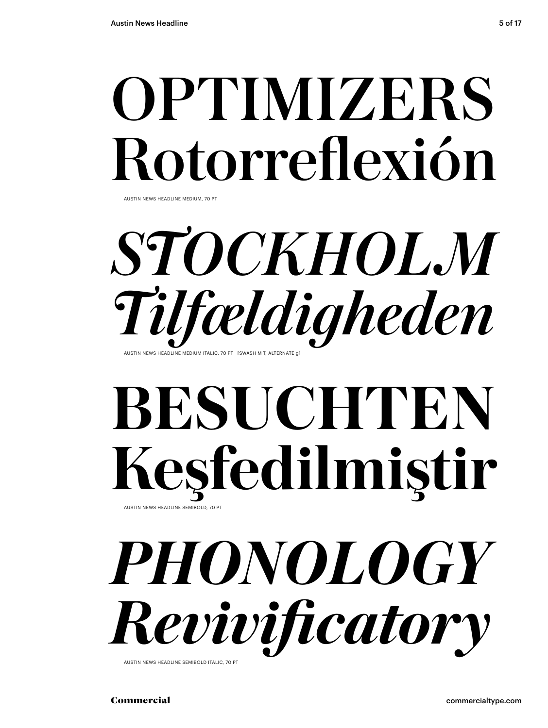OPTIMIZERS
Rotorreflexión

AUSTIN NEWS HEADLINE MEDIUM, 70 PT

*STOCKHOLM*
*Tilfældigheden*

AUSTIN NEWS HEADLINE MEDIUM ITALIC, 70 PT [SWASH M T, ALTERNATE g]

**BESUCHTEN**
**Keşfedilmiştir**

AUSTIN NEWS HEADLINE SEMIBOLD, 70 PT

***PHONOLOGY***
***Revivificatory***

AUSTIN NEWS HEADLINE SEMIBOLD ITALIC, 70 PT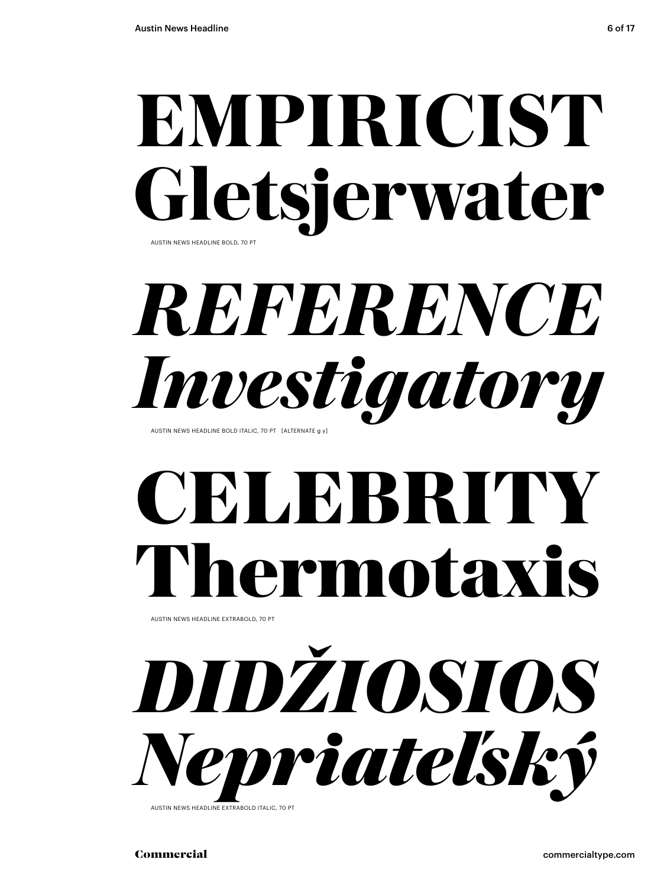# EMPIRICIST Gletsjerwater

AUSTIN NEWS HEADLINE BOLD, 70 PT

# *REFERENCE Investigatory*

AUSTIN NEWS HEADLINE BOLD ITALIC, 70 PT [ALTERNATE g y]

# CELEBRITY Thermotaxis

AUSTIN NEWS HEADLINE EXTRABOLD, 70 PT

# *DIDŽIOSIOS Nepriateľský*

AUSTIN NEWS HEADLINE EXTRABOLD ITALIC, 70 PT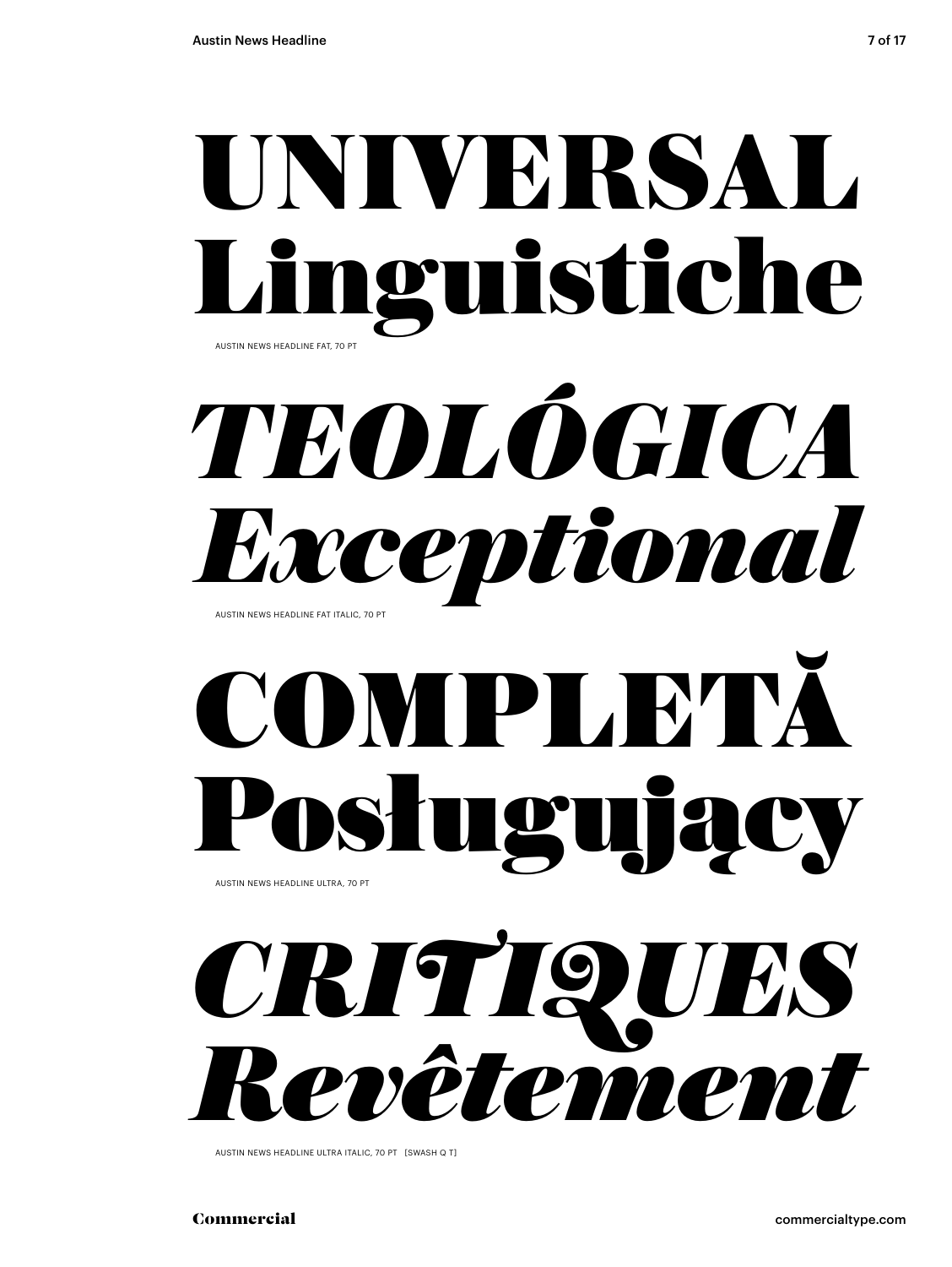# UNIVERSAL Linguistiche

AUSTIN NEWS HEADLINE FAT, 70 PT

# *TEOLÓGICA Exceptional*

AUSTIN NEWS HEADLINE FAT ITALIC, 70 PT

# COMPLETĂ Posługujący

AUSTIN NEWS HEADLINE ULTRA, 70 PT

# *CRITIQUES Revêtement*

AUSTIN NEWS HEADLINE ULTRA ITALIC, 70 PT [SWASH Q T]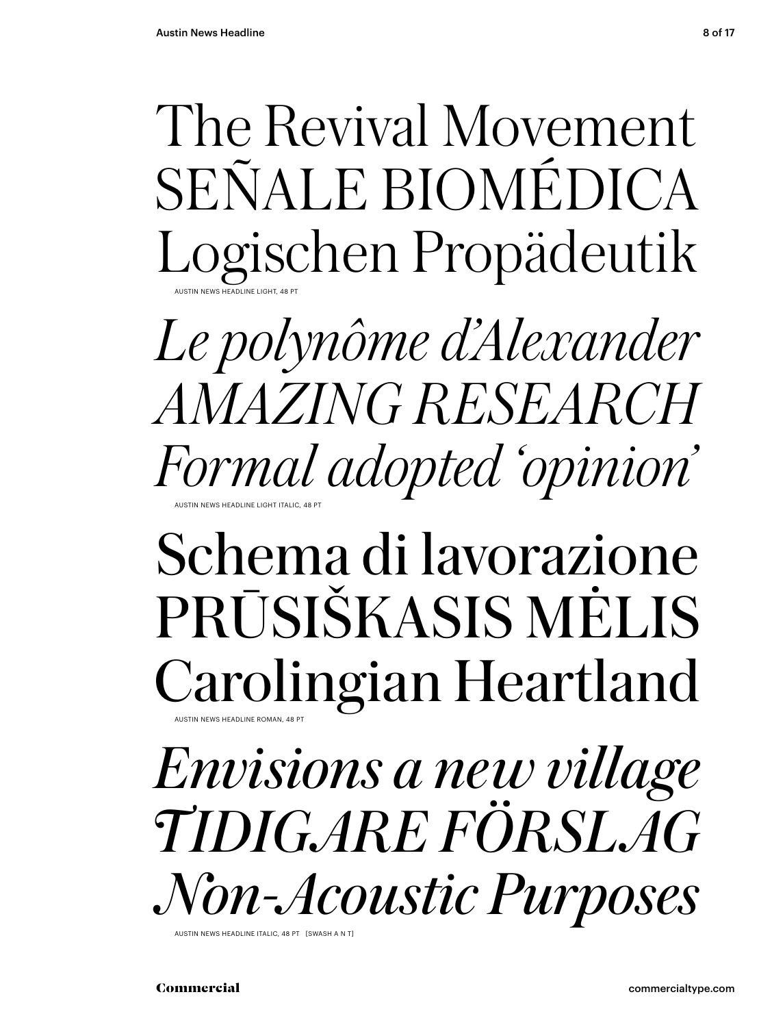The Revival Movement
SEÑALE BIOMÉDICA
Logischen Propädeutik

AUSTIN NEWS HEADLINE LIGHT, 48 PT

*Le polynôme d'Alexander*
*AMAZING RESEARCH*
*Formal adopted 'opinion'*

AUSTIN NEWS HEADLINE LIGHT ITALIC, 48 PT

Schema di lavorazione
PRŪSIŠKASIS MĖLIS
Carolingian Heartland

AUSTIN NEWS HEADLINE ROMAN, 48 PT

*Envisions a new village*
*TIDIGARE FÖRSLAG*
*Non-Acoustic Purposes*

AUSTIN NEWS HEADLINE ITALIC, 48 PT [SWASH A N T]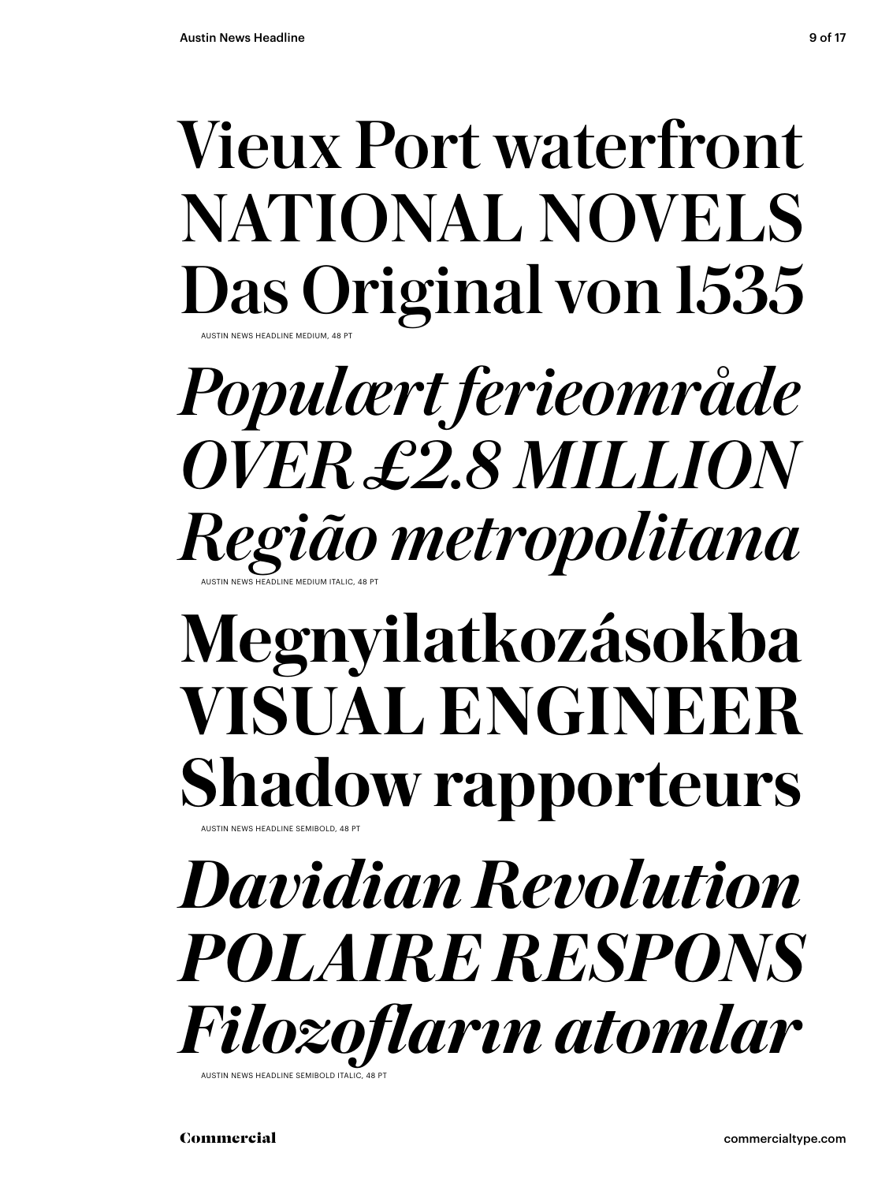Vieux Port waterfront
NATIONAL NOVELS
Das Original von 1535

AUSTIN NEWS HEADLINE MEDIUM, 48 PT

*Populært ferieområde*
*OVER £2.8 MILLION*
*Região metropolitana*

AUSTIN NEWS HEADLINE MEDIUM ITALIC, 48 PT

**Megnyilatkozásokba**
**VISUAL ENGINEER**
**Shadow rapporteurs**

AUSTIN NEWS HEADLINE SEMIBOLD, 48 PT

***Davidian Revolution***
***POLAIRE RESPONS***
***Filozofların atomlar***

AUSTIN NEWS HEADLINE SEMIBOLD ITALIC, 48 PT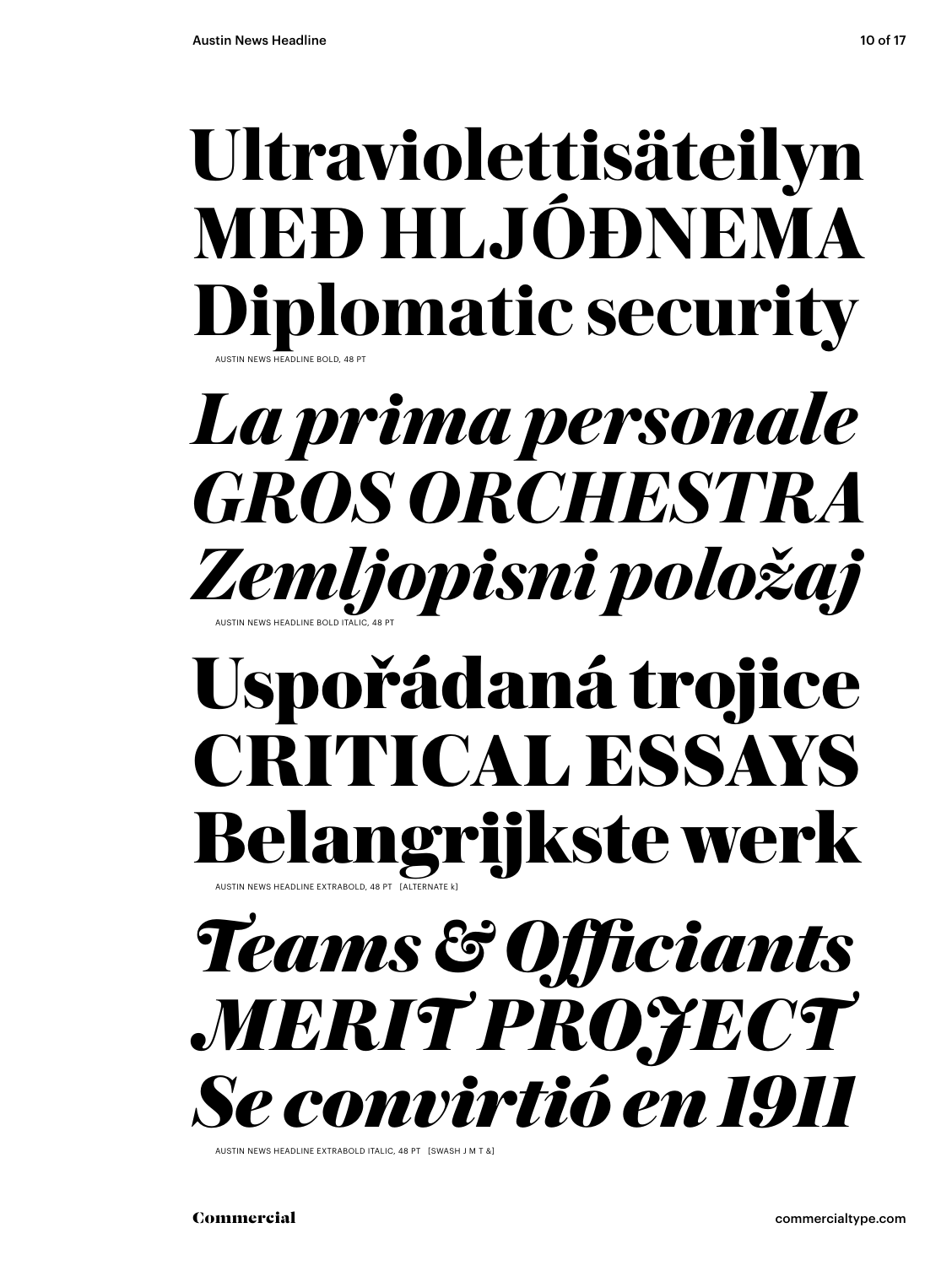**Ultraviolettisäteilyn**
**MEÐ HLJÓÐNEMA**
**Diplomatic security**

AUSTIN NEWS HEADLINE BOLD, 48 PT

***La prima personale***
***GROS ORCHESTRA***
***Zemljopisni položaj***

AUSTIN NEWS HEADLINE BOLD ITALIC, 48 PT

**Uspořádaná trojice**
**CRITICAL ESSAYS**
**Belangrijkste werk**

AUSTIN NEWS HEADLINE EXTRABOLD, 48 PT [ALTERNATE k]

***Teams & Officiants***
***MERIT PROJECT***
***Se convirtió en 1911***

AUSTIN NEWS HEADLINE EXTRABOLD ITALIC, 48 PT [SWASH J M T &]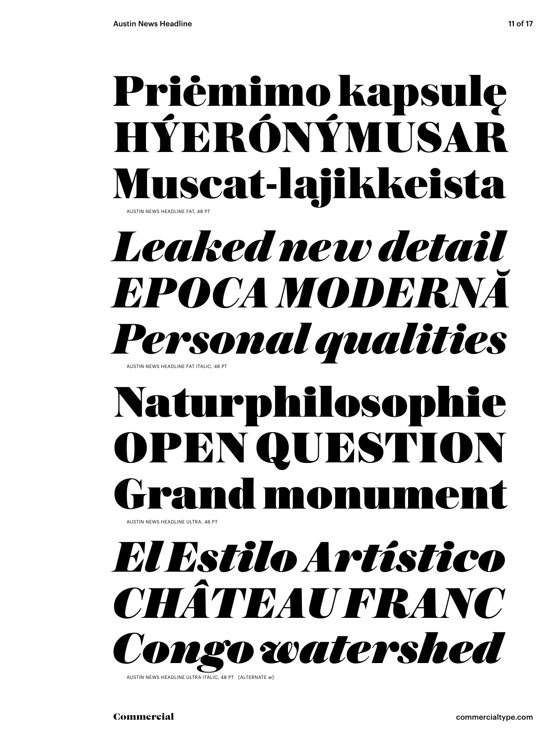Priėmimo kapsulę
HÝERÓNÝMUSAR
Muscat-lajikkeista

AUSTIN NEWS HEADLINE FAT, 48 PT

*Leaked new detail*
*EPOCA MODERNĂ*
*Personal qualities*

AUSTIN NEWS HEADLINE FAT ITALIC, 48 PT

Naturphilosophie
OPEN QUESTION
Grand monument

AUSTIN NEWS HEADLINE ULTRA, 48 PT

*El Estilo Artístico*
*CHÂTEAU FRANC*
*Congo watershed*

AUSTIN NEWS HEADLINE ULTRA ITALIC, 48 PT [ALTERNATE w]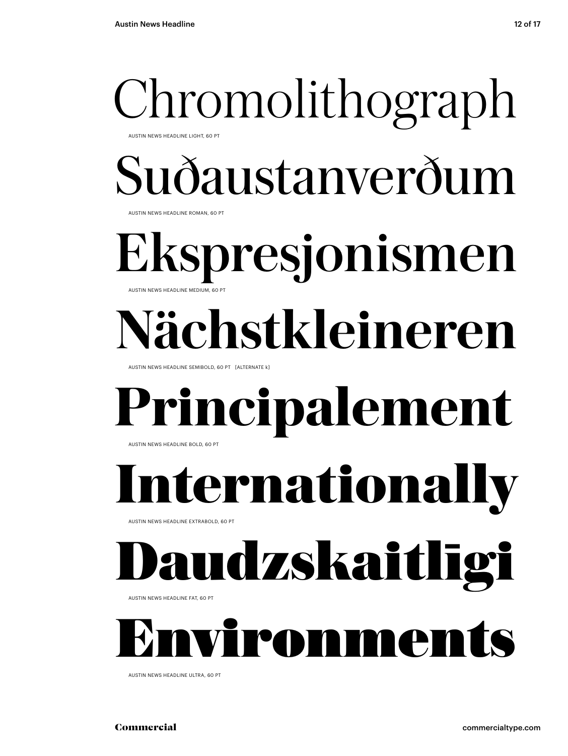Chromolithograph

AUSTIN NEWS HEADLINE LIGHT, 60 PT

Suðaustanverðum

AUSTIN NEWS HEADLINE ROMAN, 60 PT

Ekspresjonismen

AUSTIN NEWS HEADLINE MEDIUM, 60 PT

Nächstkleineren

AUSTIN NEWS HEADLINE SEMIBOLD, 60 PT [ALTERNATE k]

Principalement

AUSTIN NEWS HEADLINE BOLD, 60 PT

Internationally

AUSTIN NEWS HEADLINE EXTRABOLD, 60 PT

Daudzskaitlīgi

AUSTIN NEWS HEADLINE FAT, 60 PT

Environments

AUSTIN NEWS HEADLINE ULTRA, 60 PT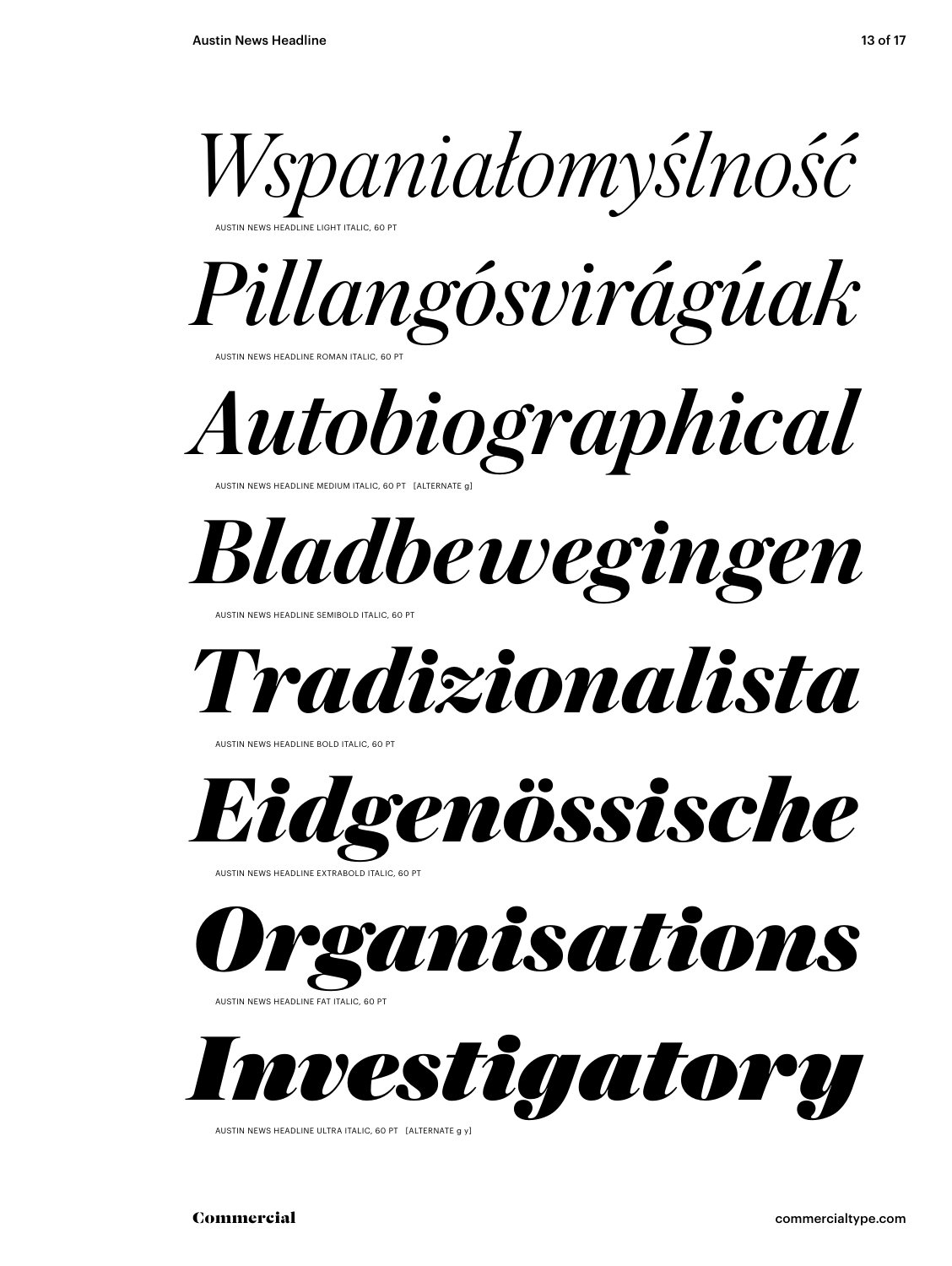*Wspaniałomyślność*

AUSTIN NEWS HEADLINE LIGHT ITALIC, 60 PT

*Pillangósvirágúak*

AUSTIN NEWS HEADLINE ROMAN ITALIC, 60 PT

*Autobiographical*

AUSTIN NEWS HEADLINE MEDIUM ITALIC, 60 PT [ALTERNATE g]

***Bladbewegingen***

AUSTIN NEWS HEADLINE SEMIBOLD ITALIC, 60 PT

***Tradizionalista***

AUSTIN NEWS HEADLINE BOLD ITALIC, 60 PT

***Eidgenössische***

AUSTIN NEWS HEADLINE EXTRABOLD ITALIC, 60 PT

***Organisations***

AUSTIN NEWS HEADLINE FAT ITALIC, 60 PT

***Investigatory***

AUSTIN NEWS HEADLINE ULTRA ITALIC, 60 PT [ALTERNATE g y]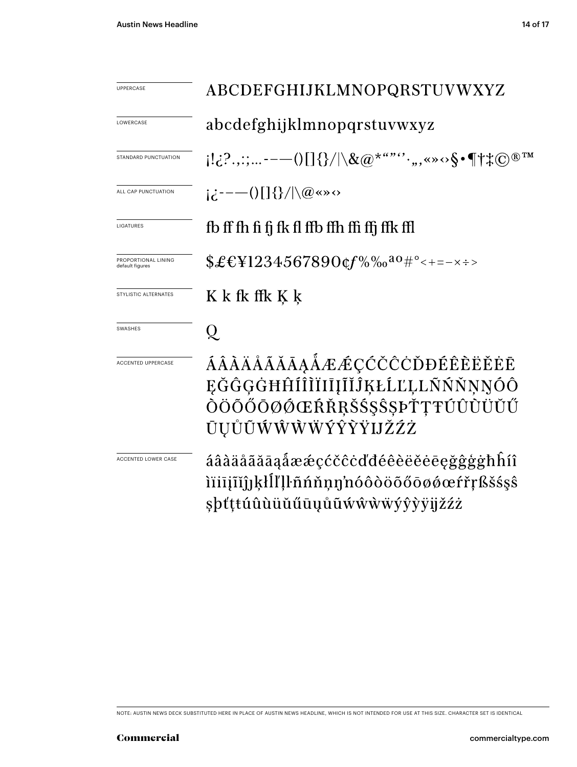UPPERCASE

ABCDEFGHIJKLMNOPQRSTUVWXYZ

LOWERCASE

abcdefghijklmnopqrstuvwxyz

STANDARD PUNCTUATION

¡!¿?.,:;...-–—()[]{}/|\&@*"""''·„‚«»‹›§•¶†‡©®™

ALL CAP PUNCTUATION

¡¿-–—()[]{}/|\@«»‹›

LIGATURES

fb ff fh fi fj fk fl ffb ffh ffi ffj ffk ffl

PROPORTIONAL LINING
default figures

$£€¥1234567890¢ƒ%‰ªº#°<+=−×÷>

STYLISTIC ALTERNATES

K k fk ffk Ķ ķ

SWASHES

Q

ACCENTED UPPERCASE

ÁÂÀÄÅÃĂĀĄǺÆǼÇĆČĈĊĎĐÉÊÈËĚĖĒĘĞĜĢĠĦĤÍÎÌÏİĪĮĨĬĴĶŁĹĽĻĿÑŃŇŅŊÓÔÒÖÕŐŌØǾŒŔŘŖŠŚŞŜȘÞŤŢŦÚÛÙÜŬŰŪŲŮŨẂŴẀẄÝŶỲŸĲŽŹŻ

ACCENTED LOWER CASE

áâàäåãăāąǻæǽçćčĉċďđéêèëěėēęğĝģġħĥíîìïiīįĩĭĵȷķłĺľļŀñńňņŋŉóôòöõőōøǿœŕřŗßšśşŝșþťţŧúûùüŭűūųůũẃŵẁẅýŷỳÿĳžźż

NOTE: AUSTIN NEWS DECK SUBSTITUTED HERE IN PLACE OF AUSTIN NEWS HEADLINE, WHICH IS NOT INTENDED FOR USE AT THIS SIZE. CHARACTER SET IS IDENTICAL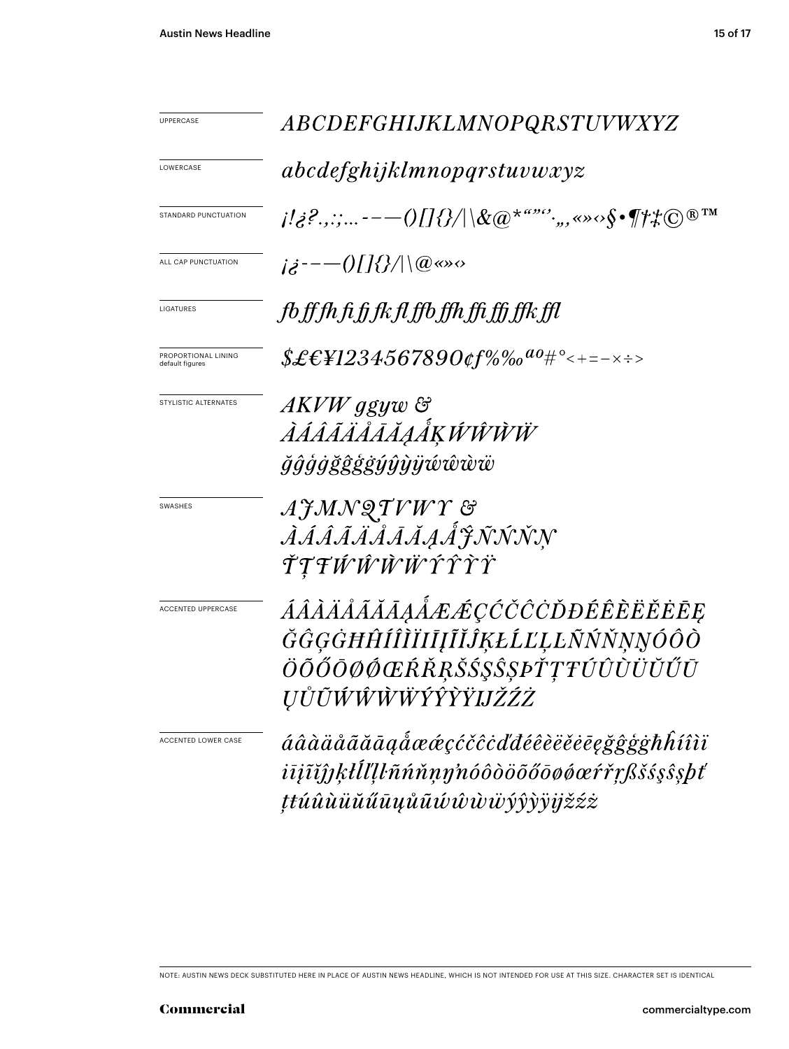UPPERCASE

*ABCDEFGHIJKLMNOPQRSTUVWXYZ*

LOWERCASE

*abcdefghijklmnopqrstuvwxyz*

STANDARD PUNCTUATION

*¡!¿?.,:;...-–—()[]{}/|\&@*"",'·„‚«»‹›§•¶†‡©®™*

ALL CAP PUNCTUATION

*¡¿-–—()[]{}/|\@«»‹›*

LIGATURES

*fb ff fh fi fj fk fl ffb ffh ffi ffj ffk ffl*

PROPORTIONAL LINING default figures

*$£€¥1234567890¢ƒ%‰ªº#°<+=−×÷>*

STYLISTIC ALTERNATES

*AKVW ggyw &*
*ÀÁÂÃÄÅĀĂĄǺĶẂŴẀẄ*
*ğĝģġğĝģġýŷỳÿẃŵẁẅ*

SWASHES

*AJMNQTVWY &*
*ÀÁÂÃÄÅĀĂĄǺĴÑŃŇŅ*
*ŤŢŦẂŴẀẄÝŶỲŸ*

ACCENTED UPPERCASE

*ÁÂÀÄÅÃĂĀĄǺÆǼÇĆČĈĊĎĐÉÊÈËĚĖĒĘ*
*ĞĜĢĠĦĤÍÎÌÏİĪĮĨĬĴĶŁĹĽĻĿÑŃŇŅŊÓÔÒ*
*ÖÕŐŌØǾŒŔŘŖŠŚŞŜȘÞŤŢŦÚÛÙÜŬŰŪ*
*ŲŮŨẂŴẀẄÝŶỲŸĲŽŹŻ*

ACCENTED LOWER CASE

*áâàäåãăāąǻæǽçćčĉċďđéêèëěėēęğĝģġħĥíîìï*
*ıīįĩĭĵķłĺľļŀñńňņŋŉóôòöõőōøǿœŕřŗßšśşŝșþť*
*ţŧúûùüŭűūųůũẃŵẁẅýŷỳÿĳžźż*

NOTE: AUSTIN NEWS DECK SUBSTITUTED HERE IN PLACE OF AUSTIN NEWS HEADLINE, WHICH IS NOT INTENDED FOR USE AT THIS SIZE. CHARACTER SET IS IDENTICAL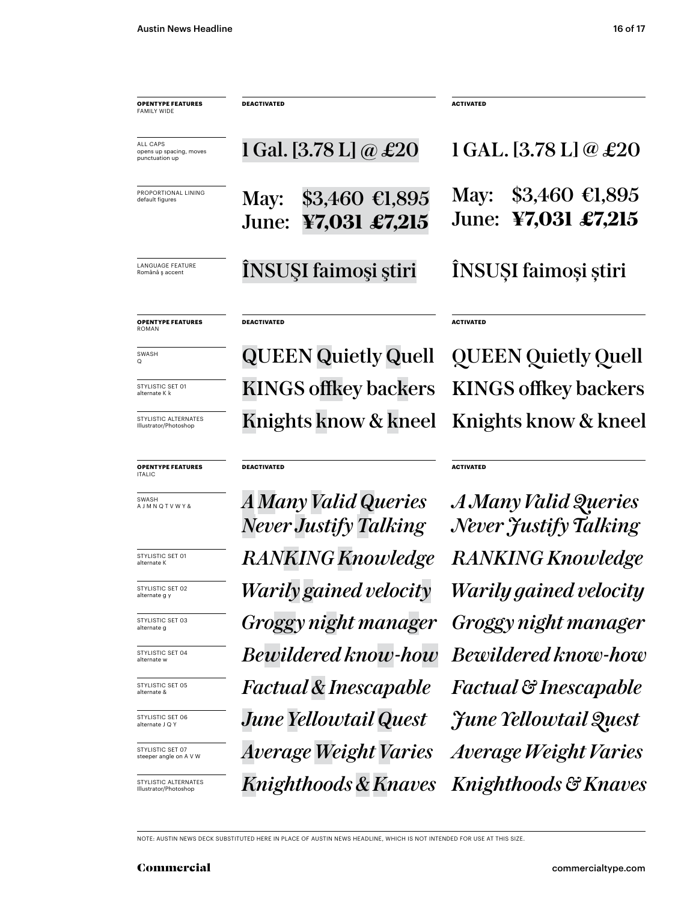| OPENTYPE FEATURES FAMILY WIDE | DEACTIVATED | ACTIVATED |
|---|---|---|
| ALL CAPS opens up spacing, moves punctuation up | 1 Gal. [3.78 L] @ £20 | 1 GAL. [3.78 L] @ £20 |
| PROPORTIONAL LINING default figures | May: $3,460 €1,895 June: **¥7,031 £7,215** | May: $3,460 €1,895 June: **¥7,031 £7,215** |
| LANGUAGE FEATURE Română ș accent | ÎNSUŞI faimoşi ştiri | ÎNSUȘI faimoși știri |

| OPENTYPE FEATURES ROMAN | DEACTIVATED | ACTIVATED |
|---|---|---|
| SWASH Q | QUEEN Quietly Quell | QUEEN Quietly Quell |
| STYLISTIC SET 01 alternate K k | KINGS offkey backers | KINGS offkey backers |
| STYLISTIC ALTERNATES Illustrator/Photoshop | Knights know & kneel | Knights know & kneel |

| OPENTYPE FEATURES ITALIC | DEACTIVATED | ACTIVATED |
|---|---|---|
| SWASH A J M N Q T V W Y & | *A Many Valid Queries Never Justify Talking* | *A Many Valid Queries Never Justify Talking* |
| STYLISTIC SET 01 alternate K | *RANKING Knowledge* | *RANKING Knowledge* |
| STYLISTIC SET 02 alternate g y | *Warily gained velocity* | *Warily gained velocity* |
| STYLISTIC SET 03 alternate g | *Groggy night manager* | *Groggy night manager* |
| STYLISTIC SET 04 alternate w | *Bewildered know-how* | *Bewildered know-how* |
| STYLISTIC SET 05 alternate & | *Factual & Inescapable* | *Factual & Inescapable* |
| STYLISTIC SET 06 alternate J Q Y | *June Yellowtail Quest* | *June Yellowtail Quest* |
| STYLISTIC SET 07 steeper angle on A V W | *Average Weight Varies* | *Average Weight Varies* |
| STYLISTIC ALTERNATES Illustrator/Photoshop | *Knighthoods & Knaves* | *Knighthoods & Knaves* |

NOTE: AUSTIN NEWS DECK SUBSTITUTED HERE IN PLACE OF AUSTIN NEWS HEADLINE, WHICH IS NOT INTENDED FOR USE AT THIS SIZE.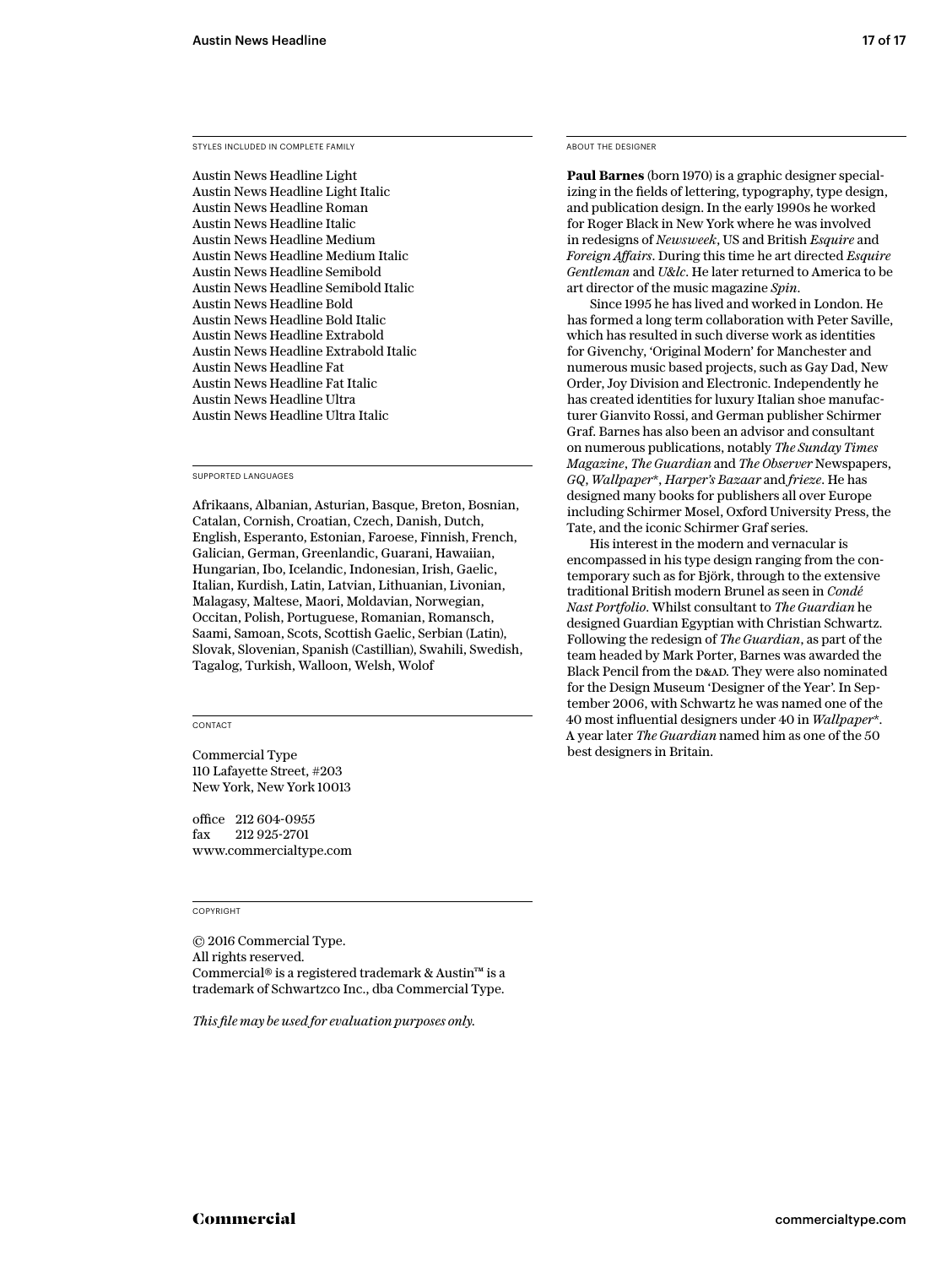## STYLES INCLUDED IN COMPLETE FAMILY

Austin News Headline Light
Austin News Headline Light Italic
Austin News Headline Roman
Austin News Headline Italic
Austin News Headline Medium
Austin News Headline Medium Italic
Austin News Headline Semibold
Austin News Headline Semibold Italic
Austin News Headline Bold
Austin News Headline Bold Italic
Austin News Headline Extrabold
Austin News Headline Extrabold Italic
Austin News Headline Fat
Austin News Headline Fat Italic
Austin News Headline Ultra
Austin News Headline Ultra Italic

## SUPPORTED LANGUAGES

Afrikaans, Albanian, Asturian, Basque, Breton, Bosnian, Catalan, Cornish, Croatian, Czech, Danish, Dutch, English, Esperanto, Estonian, Faroese, Finnish, French, Galician, German, Greenlandic, Guarani, Hawaiian, Hungarian, Ibo, Icelandic, Indonesian, Irish, Gaelic, Italian, Kurdish, Latin, Latvian, Lithuanian, Livonian, Malagasy, Maltese, Maori, Moldavian, Norwegian, Occitan, Polish, Portuguese, Romanian, Romansch, Saami, Samoan, Scots, Scottish Gaelic, Serbian (Latin), Slovak, Slovenian, Spanish (Castillian), Swahili, Swedish, Tagalog, Turkish, Walloon, Welsh, Wolof

## CONTACT

Commercial Type
110 Lafayette Street, #203
New York, New York 10013

office 212 604-0955
fax 212 925-2701
www.commercialtype.com

## COPYRIGHT

© 2016 Commercial Type.
All rights reserved.
Commercial® is a registered trademark & Austin™ is a trademark of Schwartzco Inc., dba Commercial Type.

*This file may be used for evaluation purposes only.*

## ABOUT THE DESIGNER

**Paul Barnes** (born 1970) is a graphic designer specializing in the fields of lettering, typography, type design, and publication design. In the early 1990s he worked for Roger Black in New York where he was involved in redesigns of *Newsweek*, US and British *Esquire* and *Foreign Affairs*. During this time he art directed *Esquire Gentleman* and *U&lc*. He later returned to America to be art director of the music magazine *Spin*.

Since 1995 he has lived and worked in London. He has formed a long term collaboration with Peter Saville, which has resulted in such diverse work as identities for Givenchy, 'Original Modern' for Manchester and numerous music based projects, such as Gay Dad, New Order, Joy Division and Electronic. Independently he has created identities for luxury Italian shoe manufacturer Gianvito Rossi, and German publisher Schirmer Graf. Barnes has also been an advisor and consultant on numerous publications, notably *The Sunday Times Magazine*, *The Guardian* and *The Observer* Newspapers, *GQ*, *Wallpaper**, *Harper's Bazaar* and *frieze*. He has designed many books for publishers all over Europe including Schirmer Mosel, Oxford University Press, the Tate, and the iconic Schirmer Graf series.

His interest in the modern and vernacular is encompassed in his type design ranging from the contemporary such as for Björk, through to the extensive traditional British modern Brunel as seen in *Condé Nast Portfolio*. Whilst consultant to *The Guardian* he designed Guardian Egyptian with Christian Schwartz. Following the redesign of *The Guardian*, as part of the team headed by Mark Porter, Barnes was awarded the Black Pencil from the D&AD. They were also nominated for the Design Museum 'Designer of the Year'. In September 2006, with Schwartz he was named one of the 40 most influential designers under 40 in *Wallpaper**. A year later *The Guardian* named him as one of the 50 best designers in Britain.